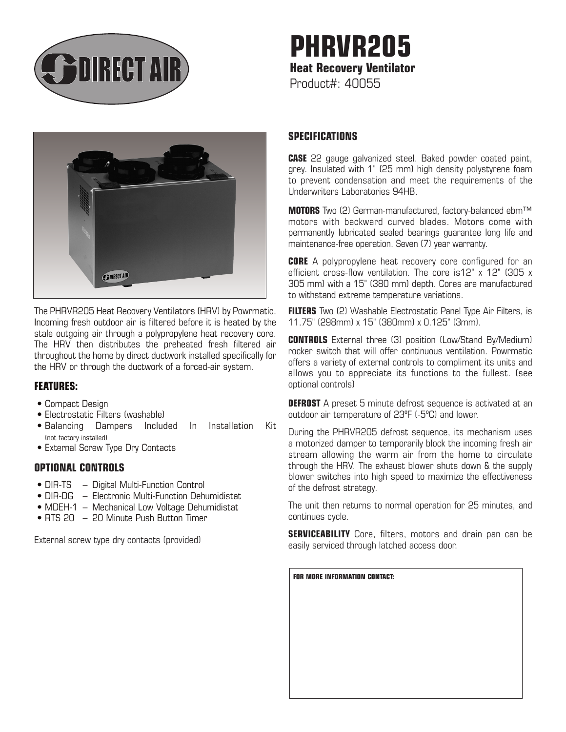# PHRVR205

**Heat Recovery Ventilator**

Product#: 40055

The PHRVR205 Heat Recovery Ventilators (HRV) by Powrmatic. Incoming fresh outdoor air is filtered before it is heated by the stale outgoing air through a polypropylene heat recovery core. The HRV then distributes the preheated fresh filtered air throughout the home by direct ductwork installed specifically for the HRV or through the ductwork of a forced-air system.

## FEATURES:

- Compact Design
- Electrostatic Filters (washable)
- Balancing Dampers Included In Installation Kit (not factory installed)
- External Screw Type Dry Contacts

## OPTIONAL CONTROLS

- DIR-TS – Digital Multi-Function Control
- DIR-DG – Electronic Multi-Function Dehumidistat
- MDEH-1 – Mechanical Low Voltage Dehumidistat
- RTS 20 – 20 Minute Push Button Timer

External screw type dry contacts (provided)

## SPECIFICATIONS

**CASE** 22 gauge galvanized steel. Baked powder coated paint, grey. Insulated with 1" (25 mm) high density polystyrene foam to prevent condensation and meet the requirements of the Underwriters Laboratories 94HB.

**MOTORS** Two (2) German-manufactured, factory-balanced ebm™ motors with backward curved blades. Motors come with permanently lubricated sealed bearings guarantee long life and maintenance-free operation. Seven (7) year warranty.

**CORE** A polypropylene heat recovery core configured for an efficient cross-flow ventilation. The core is12" x 12" (305 x 305 mm) with a 15" (380 mm) depth. Cores are manufactured to withstand extreme temperature variations.

**FILTERS** Two (2) Washable Electrostatic Panel Type Air Filters, is 11.75" (298mm) x 15" (380mm) x 0.125" (3mm).

**CONTROLS** External three (3) position (Low/Stand By/Medium) rocker switch that will offer continuous ventilation. Powrmatic offers a variety of external controls to compliment its units and allows you to appreciate its functions to the fullest. (see optional controls)

**DEFROST** A preset 5 minute defrost sequence is activated at an outdoor air temperature of 23ºF (-5ºC) and lower.

During the PHRVR205 defrost sequence, its mechanism uses a motorized damper to temporarily block the incoming fresh air stream allowing the warm air from the home to circulate through the HRV. The exhaust blower shuts down & the supply blower switches into high speed to maximize the effectiveness of the defrost strategy.

The unit then returns to normal operation for 25 minutes, and continues cycle.

**SERVICEABILITY** Core, filters, motors and drain pan can be easily serviced through latched access door.

**FOR MORE INFORMATION CONTACT:**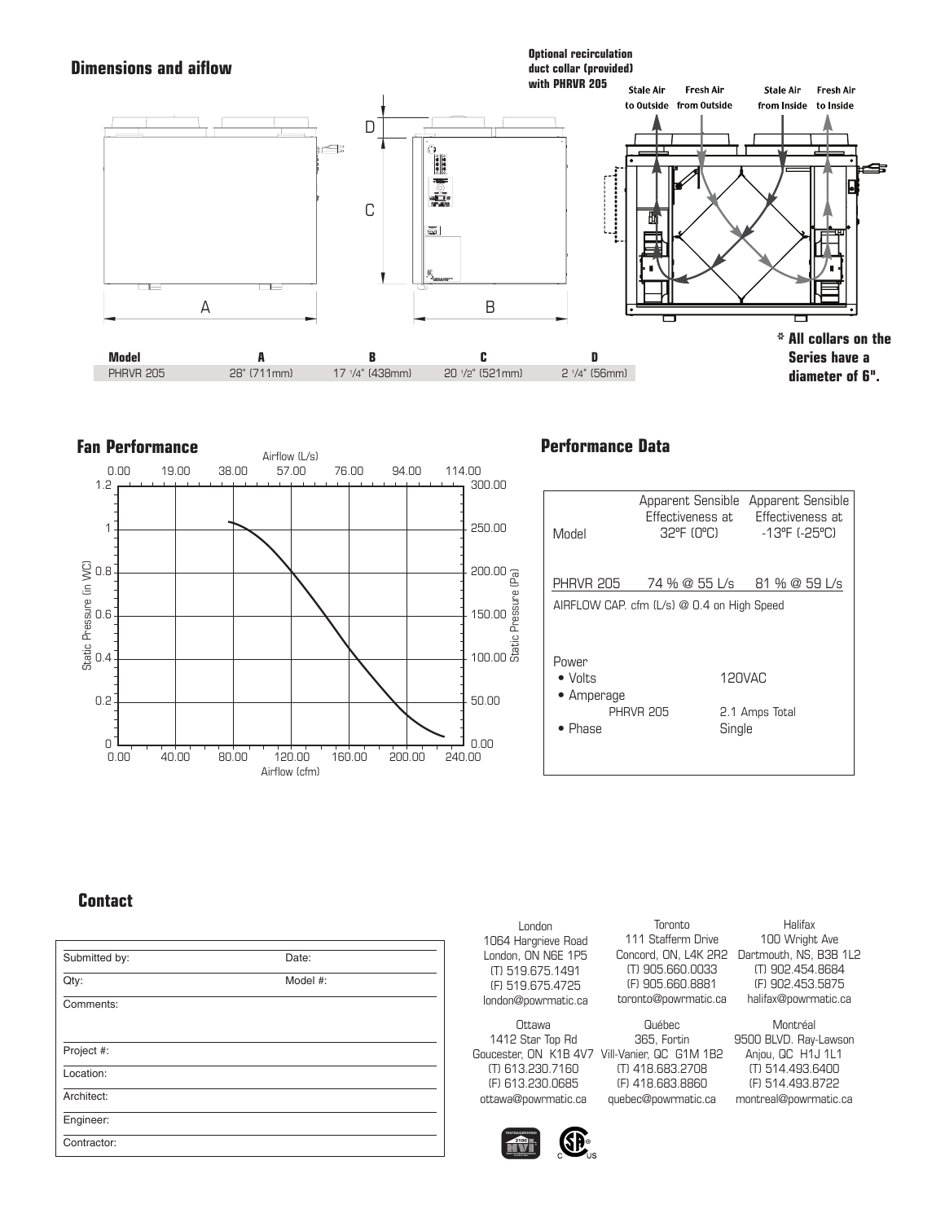## Dimensions and aiflow

Optional recirculation duct collar (provided) with PHRVR 205

Stale Air to Outside

Fresh Air from Outside

Stale Air from Inside

Fresh Air to Inside

D

C

A

B

| Model | A | B | C | D |
|---|---|---|---|---|
| PHRVR 205 | 28" (711mm) | 17 1/4" (438mm) | 20 1/2" (521mm) | 2 1/4" (56mm) |

**\* All collars on the Series have a diameter of 6".**

## Fan Performance

Airflow (L/s)

0.00 19.00 38.00 57.00 76.00 94.00 114.00

Static Pressure (in WC)

1.2 1 0.8 0.6 0.4 0.2 0

Static Pressure (Pa)

300.00 250.00 200.00 150.00 100.00 50.00 0.00

0.00 40.00 80.00 120.00 160.00 200.00 240.00

Airflow (cfm)

## Performance Data

| Model | Apparent Sensible Effectiveness at 32ºF (0ºC) | Apparent Sensible Effectiveness at -13ºF (-25ºC) |
|---|---|---|
| PHRVR 205 | 74 % @ 55 L/s | 81 % @ 59 L/s |

AIRFLOW CAP. cfm (L/s) @ 0.4 on High Speed

Power

- Volts — 120VAC
- Amperage
  - PHRVR 205 — 2.1 Amps Total
- Phase — Single

## Contact

| | |
|---|---|
| Submitted by: | Date: |
| Qty: | Model #: |
| Comments: | |
| Project #: | |
| Location: | |
| Architect: | |
| Engineer: | |
| Contractor: | |

London
1064 Hargrieve Road
London, ON N6E 1P5
(T) 519.675.1491
(F) 519.675.4725
london@powrmatic.ca

Toronto
111 Stafferm Drive
Concord, ON, L4K 2R2
(T) 905.660.0033
(F) 905.660.8881
toronto@powrmatic.ca

Halifax
100 Wright Ave
Dartmouth, NS, B3B 1L2
(T) 902.454.8684
(F) 902.453.5875
halifax@powrmatic.ca

Ottawa
1412 Star Top Rd
Goucester, ON K1B 4V7
(T) 613.230.7160
(F) 613.230.0685
ottawa@powrmatic.ca

Québec
365, Fortin
Vill-Vanier, QC G1M 1B2
(T) 418.683.2708
(F) 418.683.8860
quebec@powrmatic.ca

Montréal
9500 BLVD. Ray-Lawson
Anjou, QC H1J 1L1
(T) 514.493.6400
(F) 514.493.8722
montreal@powrmatic.ca